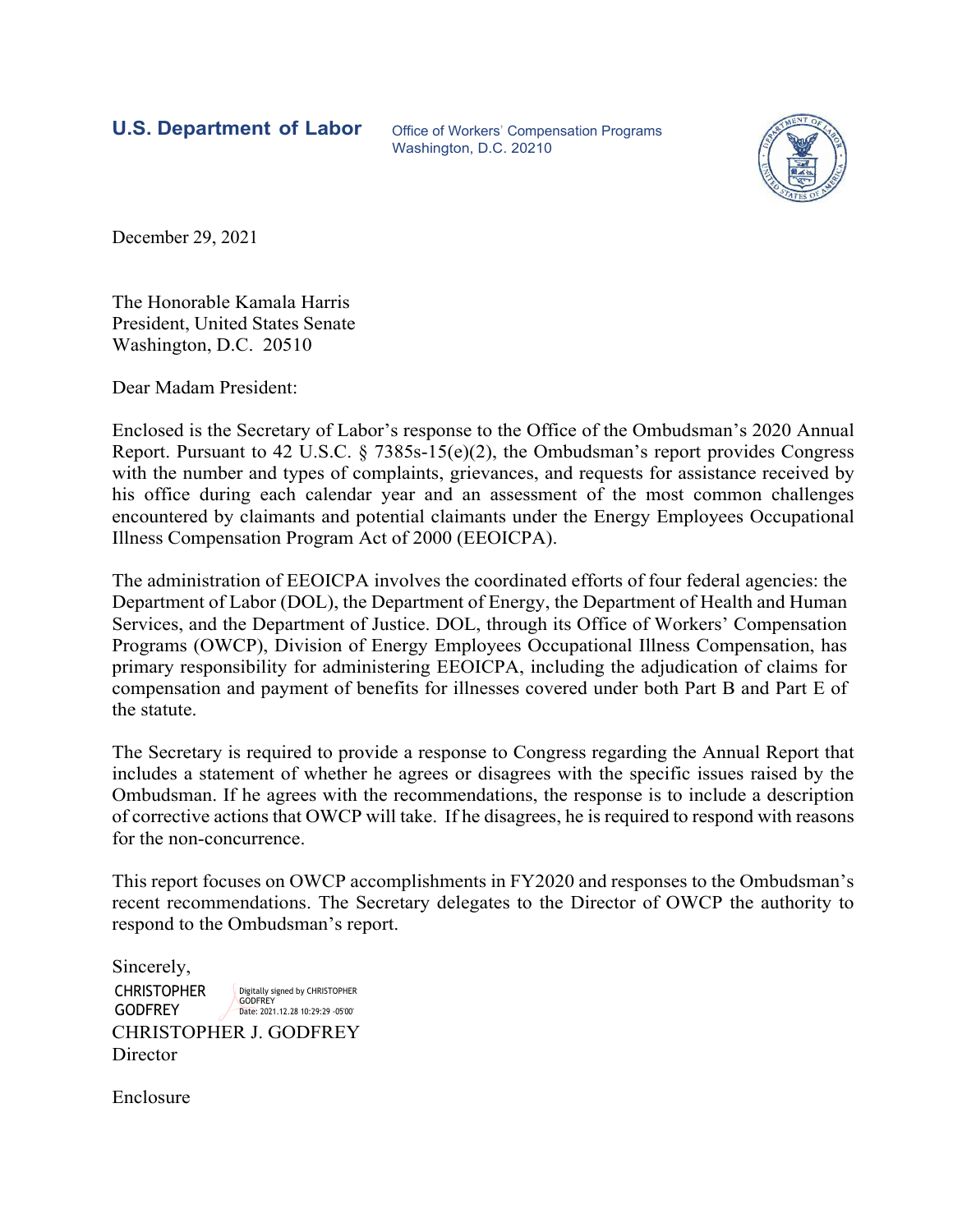**U.S. Department of Labor**

Office of Workers' Compensation Programs
Washington, D.C. 20210

December 29, 2021

The Honorable Kamala Harris
President, United States Senate
Washington, D.C. 20510

Dear Madam President:

Enclosed is the Secretary of Labor's response to the Office of the Ombudsman's 2020 Annual Report. Pursuant to 42 U.S.C. § 7385s-15(e)(2), the Ombudsman's report provides Congress with the number and types of complaints, grievances, and requests for assistance received by his office during each calendar year and an assessment of the most common challenges encountered by claimants and potential claimants under the Energy Employees Occupational Illness Compensation Program Act of 2000 (EEOICPA).

The administration of EEOICPA involves the coordinated efforts of four federal agencies: the Department of Labor (DOL), the Department of Energy, the Department of Health and Human Services, and the Department of Justice. DOL, through its Office of Workers' Compensation Programs (OWCP), Division of Energy Employees Occupational Illness Compensation, has primary responsibility for administering EEOICPA, including the adjudication of claims for compensation and payment of benefits for illnesses covered under both Part B and Part E of the statute.

The Secretary is required to provide a response to Congress regarding the Annual Report that includes a statement of whether he agrees or disagrees with the specific issues raised by the Ombudsman. If he agrees with the recommendations, the response is to include a description of corrective actions that OWCP will take. If he disagrees, he is required to respond with reasons for the non-concurrence.

This report focuses on OWCP accomplishments in FY2020 and responses to the Ombudsman's recent recommendations. The Secretary delegates to the Director of OWCP the authority to respond to the Ombudsman's report.

Sincerely,

CHRISTOPHER GODFREY
Digitally signed by CHRISTOPHER GODFREY
Date: 2021.12.28 10:29:29 -05'00'

CHRISTOPHER J. GODFREY
Director

Enclosure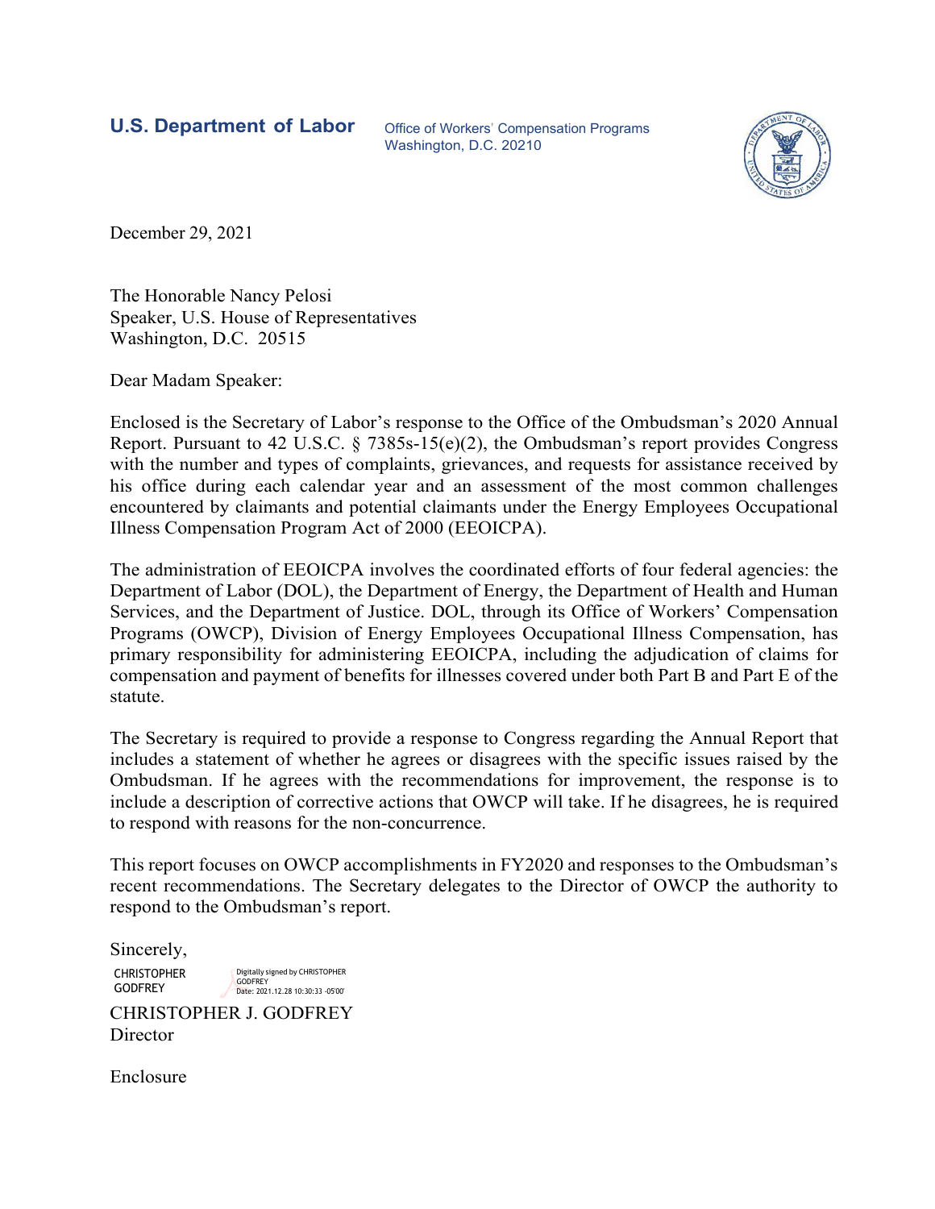**U.S. Department of Labor** Office of Workers' Compensation Programs
Washington, D.C. 20210

December 29, 2021

The Honorable Nancy Pelosi
Speaker, U.S. House of Representatives
Washington, D.C. 20515

Dear Madam Speaker:

Enclosed is the Secretary of Labor's response to the Office of the Ombudsman's 2020 Annual Report. Pursuant to 42 U.S.C. § 7385s-15(e)(2), the Ombudsman's report provides Congress with the number and types of complaints, grievances, and requests for assistance received by his office during each calendar year and an assessment of the most common challenges encountered by claimants and potential claimants under the Energy Employees Occupational Illness Compensation Program Act of 2000 (EEOICPA).

The administration of EEOICPA involves the coordinated efforts of four federal agencies: the Department of Labor (DOL), the Department of Energy, the Department of Health and Human Services, and the Department of Justice. DOL, through its Office of Workers' Compensation Programs (OWCP), Division of Energy Employees Occupational Illness Compensation, has primary responsibility for administering EEOICPA, including the adjudication of claims for compensation and payment of benefits for illnesses covered under both Part B and Part E of the statute.

The Secretary is required to provide a response to Congress regarding the Annual Report that includes a statement of whether he agrees or disagrees with the specific issues raised by the Ombudsman. If he agrees with the recommendations for improvement, the response is to include a description of corrective actions that OWCP will take. If he disagrees, he is required to respond with reasons for the non-concurrence.

This report focuses on OWCP accomplishments in FY2020 and responses to the Ombudsman's recent recommendations. The Secretary delegates to the Director of OWCP the authority to respond to the Ombudsman's report.

Sincerely,

CHRISTOPHER GODFREY
Digitally signed by CHRISTOPHER GODFREY
Date: 2021.12.28 10:30:33 -05'00'

CHRISTOPHER J. GODFREY
Director

Enclosure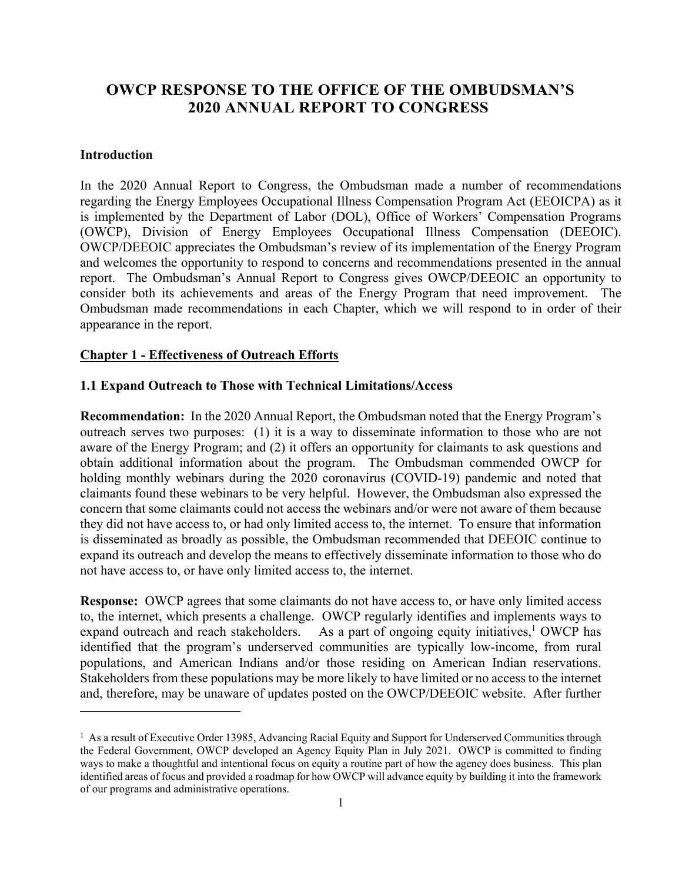# OWCP RESPONSE TO THE OFFICE OF THE OMBUDSMAN'S 2020 ANNUAL REPORT TO CONGRESS

**Introduction**

In the 2020 Annual Report to Congress, the Ombudsman made a number of recommendations regarding the Energy Employees Occupational Illness Compensation Program Act (EEOICPA) as it is implemented by the Department of Labor (DOL), Office of Workers' Compensation Programs (OWCP), Division of Energy Employees Occupational Illness Compensation (DEEOIC). OWCP/DEEOIC appreciates the Ombudsman's review of its implementation of the Energy Program and welcomes the opportunity to respond to concerns and recommendations presented in the annual report. The Ombudsman's Annual Report to Congress gives OWCP/DEEOIC an opportunity to consider both its achievements and areas of the Energy Program that need improvement. The Ombudsman made recommendations in each Chapter, which we will respond to in order of their appearance in the report.

## Chapter 1 - Effectiveness of Outreach Efforts

### 1.1 Expand Outreach to Those with Technical Limitations/Access

**Recommendation:** In the 2020 Annual Report, the Ombudsman noted that the Energy Program's outreach serves two purposes: (1) it is a way to disseminate information to those who are not aware of the Energy Program; and (2) it offers an opportunity for claimants to ask questions and obtain additional information about the program. The Ombudsman commended OWCP for holding monthly webinars during the 2020 coronavirus (COVID-19) pandemic and noted that claimants found these webinars to be very helpful. However, the Ombudsman also expressed the concern that some claimants could not access the webinars and/or were not aware of them because they did not have access to, or had only limited access to, the internet. To ensure that information is disseminated as broadly as possible, the Ombudsman recommended that DEEOIC continue to expand its outreach and develop the means to effectively disseminate information to those who do not have access to, or have only limited access to, the internet.

**Response:** OWCP agrees that some claimants do not have access to, or have only limited access to, the internet, which presents a challenge. OWCP regularly identifies and implements ways to expand outreach and reach stakeholders. As a part of ongoing equity initiatives,[1] OWCP has identified that the program's underserved communities are typically low-income, from rural populations, and American Indians and/or those residing on American Indian reservations. Stakeholders from these populations may be more likely to have limited or no access to the internet and, therefore, may be unaware of updates posted on the OWCP/DEEOIC website. After further

[1] As a result of Executive Order 13985, Advancing Racial Equity and Support for Underserved Communities through the Federal Government, OWCP developed an Agency Equity Plan in July 2021. OWCP is committed to finding ways to make a thoughtful and intentional focus on equity a routine part of how the agency does business. This plan identified areas of focus and provided a roadmap for how OWCP will advance equity by building it into the framework of our programs and administrative operations.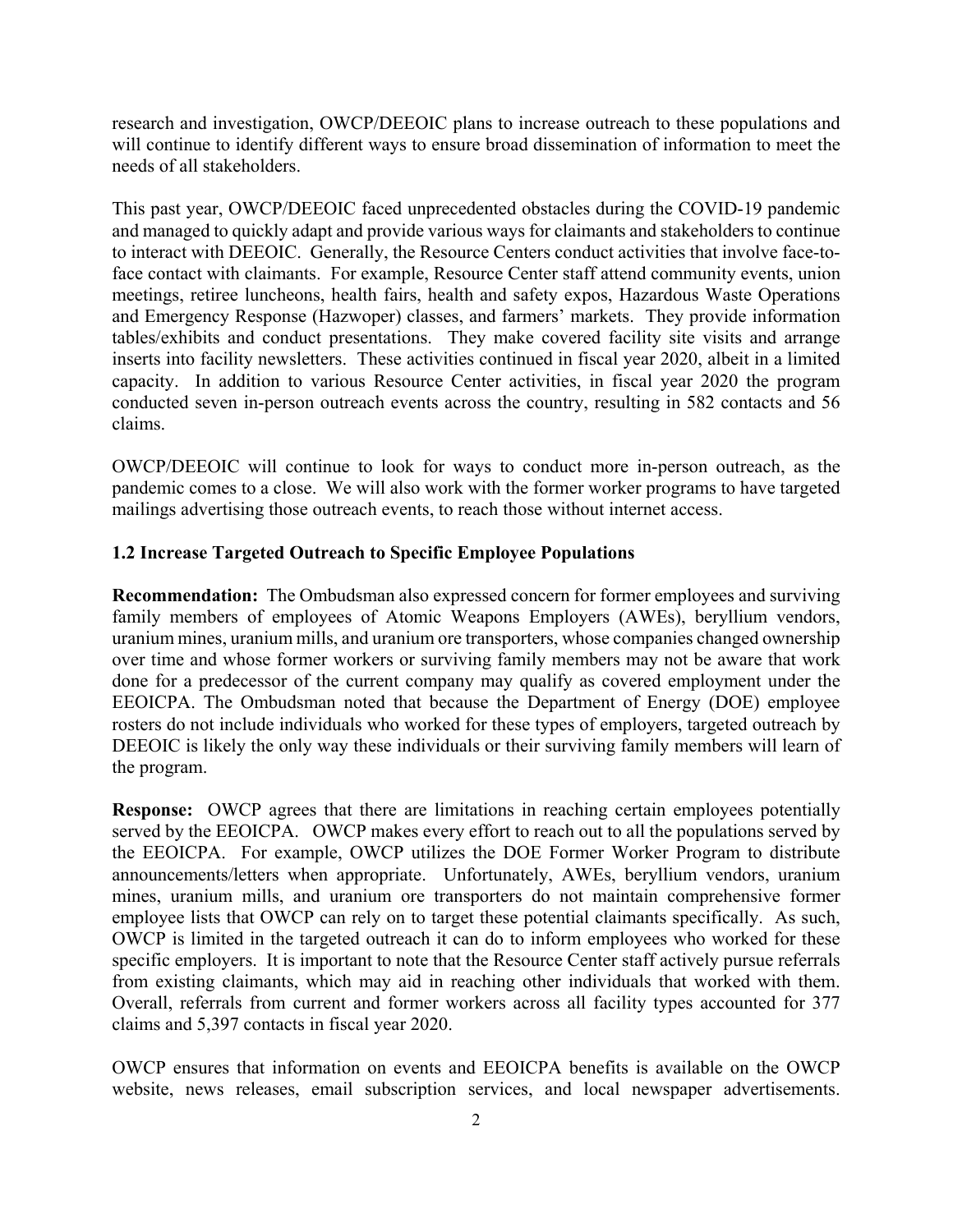research and investigation, OWCP/DEEOIC plans to increase outreach to these populations and will continue to identify different ways to ensure broad dissemination of information to meet the needs of all stakeholders.

This past year, OWCP/DEEOIC faced unprecedented obstacles during the COVID-19 pandemic and managed to quickly adapt and provide various ways for claimants and stakeholders to continue to interact with DEEOIC. Generally, the Resource Centers conduct activities that involve face-to-face contact with claimants. For example, Resource Center staff attend community events, union meetings, retiree luncheons, health fairs, health and safety expos, Hazardous Waste Operations and Emergency Response (Hazwoper) classes, and farmers' markets. They provide information tables/exhibits and conduct presentations. They make covered facility site visits and arrange inserts into facility newsletters. These activities continued in fiscal year 2020, albeit in a limited capacity. In addition to various Resource Center activities, in fiscal year 2020 the program conducted seven in-person outreach events across the country, resulting in 582 contacts and 56 claims.

OWCP/DEEOIC will continue to look for ways to conduct more in-person outreach, as the pandemic comes to a close. We will also work with the former worker programs to have targeted mailings advertising those outreach events, to reach those without internet access.

### 1.2 Increase Targeted Outreach to Specific Employee Populations

**Recommendation:** The Ombudsman also expressed concern for former employees and surviving family members of employees of Atomic Weapons Employers (AWEs), beryllium vendors, uranium mines, uranium mills, and uranium ore transporters, whose companies changed ownership over time and whose former workers or surviving family members may not be aware that work done for a predecessor of the current company may qualify as covered employment under the EEOICPA. The Ombudsman noted that because the Department of Energy (DOE) employee rosters do not include individuals who worked for these types of employers, targeted outreach by DEEOIC is likely the only way these individuals or their surviving family members will learn of the program.

**Response:** OWCP agrees that there are limitations in reaching certain employees potentially served by the EEOICPA. OWCP makes every effort to reach out to all the populations served by the EEOICPA. For example, OWCP utilizes the DOE Former Worker Program to distribute announcements/letters when appropriate. Unfortunately, AWEs, beryllium vendors, uranium mines, uranium mills, and uranium ore transporters do not maintain comprehensive former employee lists that OWCP can rely on to target these potential claimants specifically. As such, OWCP is limited in the targeted outreach it can do to inform employees who worked for these specific employers. It is important to note that the Resource Center staff actively pursue referrals from existing claimants, which may aid in reaching other individuals that worked with them. Overall, referrals from current and former workers across all facility types accounted for 377 claims and 5,397 contacts in fiscal year 2020.

OWCP ensures that information on events and EEOICPA benefits is available on the OWCP website, news releases, email subscription services, and local newspaper advertisements.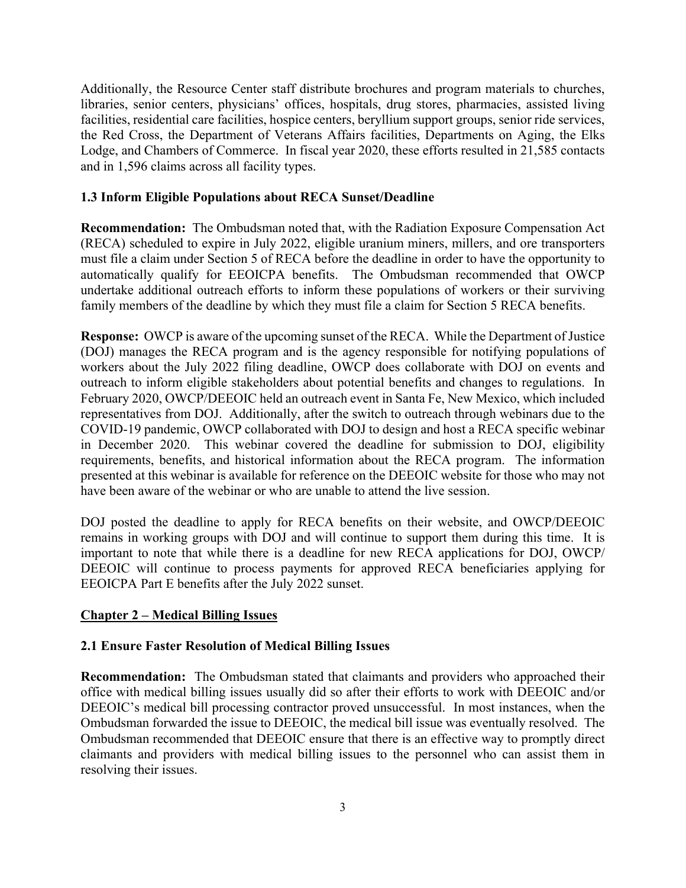Additionally, the Resource Center staff distribute brochures and program materials to churches, libraries, senior centers, physicians' offices, hospitals, drug stores, pharmacies, assisted living facilities, residential care facilities, hospice centers, beryllium support groups, senior ride services, the Red Cross, the Department of Veterans Affairs facilities, Departments on Aging, the Elks Lodge, and Chambers of Commerce. In fiscal year 2020, these efforts resulted in 21,585 contacts and in 1,596 claims across all facility types.

### 1.3 Inform Eligible Populations about RECA Sunset/Deadline

**Recommendation:** The Ombudsman noted that, with the Radiation Exposure Compensation Act (RECA) scheduled to expire in July 2022, eligible uranium miners, millers, and ore transporters must file a claim under Section 5 of RECA before the deadline in order to have the opportunity to automatically qualify for EEOICPA benefits. The Ombudsman recommended that OWCP undertake additional outreach efforts to inform these populations of workers or their surviving family members of the deadline by which they must file a claim for Section 5 RECA benefits.

**Response:** OWCP is aware of the upcoming sunset of the RECA. While the Department of Justice (DOJ) manages the RECA program and is the agency responsible for notifying populations of workers about the July 2022 filing deadline, OWCP does collaborate with DOJ on events and outreach to inform eligible stakeholders about potential benefits and changes to regulations. In February 2020, OWCP/DEEOIC held an outreach event in Santa Fe, New Mexico, which included representatives from DOJ. Additionally, after the switch to outreach through webinars due to the COVID-19 pandemic, OWCP collaborated with DOJ to design and host a RECA specific webinar in December 2020. This webinar covered the deadline for submission to DOJ, eligibility requirements, benefits, and historical information about the RECA program. The information presented at this webinar is available for reference on the DEEOIC website for those who may not have been aware of the webinar or who are unable to attend the live session.

DOJ posted the deadline to apply for RECA benefits on their website, and OWCP/DEEOIC remains in working groups with DOJ and will continue to support them during this time. It is important to note that while there is a deadline for new RECA applications for DOJ, OWCP/ DEEOIC will continue to process payments for approved RECA beneficiaries applying for EEOICPA Part E benefits after the July 2022 sunset.

## Chapter 2 – Medical Billing Issues

### 2.1 Ensure Faster Resolution of Medical Billing Issues

**Recommendation:** The Ombudsman stated that claimants and providers who approached their office with medical billing issues usually did so after their efforts to work with DEEOIC and/or DEEOIC's medical bill processing contractor proved unsuccessful. In most instances, when the Ombudsman forwarded the issue to DEEOIC, the medical bill issue was eventually resolved. The Ombudsman recommended that DEEOIC ensure that there is an effective way to promptly direct claimants and providers with medical billing issues to the personnel who can assist them in resolving their issues.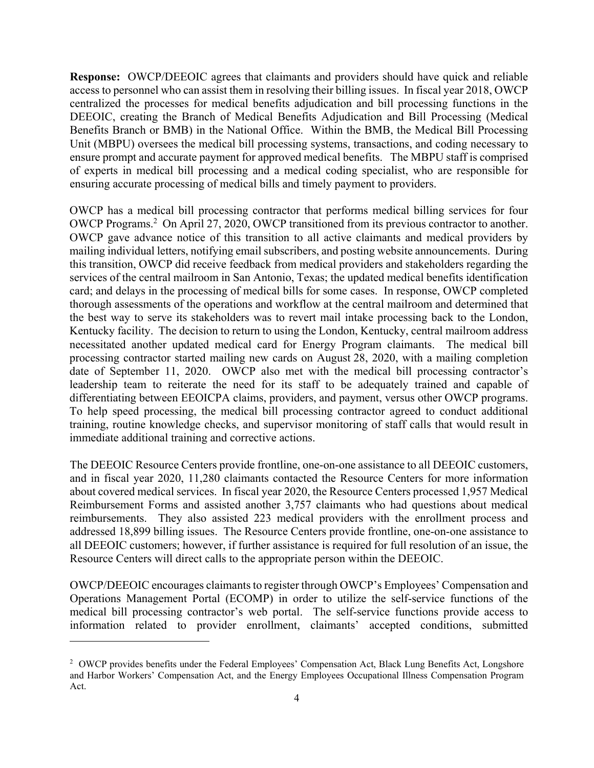**Response:** OWCP/DEEOIC agrees that claimants and providers should have quick and reliable access to personnel who can assist them in resolving their billing issues. In fiscal year 2018, OWCP centralized the processes for medical benefits adjudication and bill processing functions in the DEEOIC, creating the Branch of Medical Benefits Adjudication and Bill Processing (Medical Benefits Branch or BMB) in the National Office. Within the BMB, the Medical Bill Processing Unit (MBPU) oversees the medical bill processing systems, transactions, and coding necessary to ensure prompt and accurate payment for approved medical benefits. The MBPU staff is comprised of experts in medical bill processing and a medical coding specialist, who are responsible for ensuring accurate processing of medical bills and timely payment to providers.

OWCP has a medical bill processing contractor that performs medical billing services for four OWCP Programs.[2] On April 27, 2020, OWCP transitioned from its previous contractor to another. OWCP gave advance notice of this transition to all active claimants and medical providers by mailing individual letters, notifying email subscribers, and posting website announcements. During this transition, OWCP did receive feedback from medical providers and stakeholders regarding the services of the central mailroom in San Antonio, Texas; the updated medical benefits identification card; and delays in the processing of medical bills for some cases. In response, OWCP completed thorough assessments of the operations and workflow at the central mailroom and determined that the best way to serve its stakeholders was to revert mail intake processing back to the London, Kentucky facility. The decision to return to using the London, Kentucky, central mailroom address necessitated another updated medical card for Energy Program claimants. The medical bill processing contractor started mailing new cards on August 28, 2020, with a mailing completion date of September 11, 2020. OWCP also met with the medical bill processing contractor's leadership team to reiterate the need for its staff to be adequately trained and capable of differentiating between EEOICPA claims, providers, and payment, versus other OWCP programs. To help speed processing, the medical bill processing contractor agreed to conduct additional training, routine knowledge checks, and supervisor monitoring of staff calls that would result in immediate additional training and corrective actions.

The DEEOIC Resource Centers provide frontline, one-on-one assistance to all DEEOIC customers, and in fiscal year 2020, 11,280 claimants contacted the Resource Centers for more information about covered medical services. In fiscal year 2020, the Resource Centers processed 1,957 Medical Reimbursement Forms and assisted another 3,757 claimants who had questions about medical reimbursements. They also assisted 223 medical providers with the enrollment process and addressed 18,899 billing issues. The Resource Centers provide frontline, one-on-one assistance to all DEEOIC customers; however, if further assistance is required for full resolution of an issue, the Resource Centers will direct calls to the appropriate person within the DEEOIC.

OWCP/DEEOIC encourages claimants to register through OWCP's Employees' Compensation and Operations Management Portal (ECOMP) in order to utilize the self-service functions of the medical bill processing contractor's web portal. The self-service functions provide access to information related to provider enrollment, claimants' accepted conditions, submitted

---

[2] OWCP provides benefits under the Federal Employees' Compensation Act, Black Lung Benefits Act, Longshore and Harbor Workers' Compensation Act, and the Energy Employees Occupational Illness Compensation Program Act.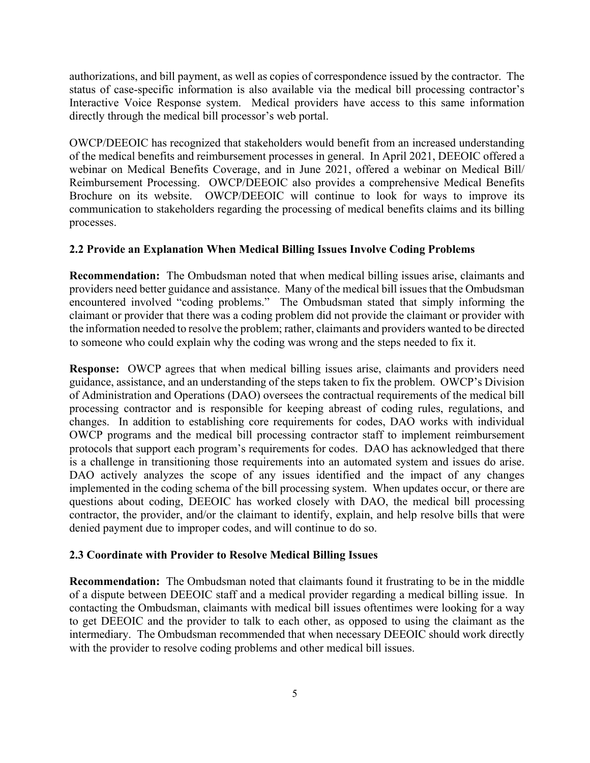authorizations, and bill payment, as well as copies of correspondence issued by the contractor. The status of case-specific information is also available via the medical bill processing contractor's Interactive Voice Response system. Medical providers have access to this same information directly through the medical bill processor's web portal.

OWCP/DEEOIC has recognized that stakeholders would benefit from an increased understanding of the medical benefits and reimbursement processes in general. In April 2021, DEEOIC offered a webinar on Medical Benefits Coverage, and in June 2021, offered a webinar on Medical Bill/ Reimbursement Processing. OWCP/DEEOIC also provides a comprehensive Medical Benefits Brochure on its website. OWCP/DEEOIC will continue to look for ways to improve its communication to stakeholders regarding the processing of medical benefits claims and its billing processes.

### 2.2 Provide an Explanation When Medical Billing Issues Involve Coding Problems

**Recommendation:** The Ombudsman noted that when medical billing issues arise, claimants and providers need better guidance and assistance. Many of the medical bill issues that the Ombudsman encountered involved "coding problems." The Ombudsman stated that simply informing the claimant or provider that there was a coding problem did not provide the claimant or provider with the information needed to resolve the problem; rather, claimants and providers wanted to be directed to someone who could explain why the coding was wrong and the steps needed to fix it.

**Response:** OWCP agrees that when medical billing issues arise, claimants and providers need guidance, assistance, and an understanding of the steps taken to fix the problem. OWCP's Division of Administration and Operations (DAO) oversees the contractual requirements of the medical bill processing contractor and is responsible for keeping abreast of coding rules, regulations, and changes. In addition to establishing core requirements for codes, DAO works with individual OWCP programs and the medical bill processing contractor staff to implement reimbursement protocols that support each program's requirements for codes. DAO has acknowledged that there is a challenge in transitioning those requirements into an automated system and issues do arise. DAO actively analyzes the scope of any issues identified and the impact of any changes implemented in the coding schema of the bill processing system. When updates occur, or there are questions about coding, DEEOIC has worked closely with DAO, the medical bill processing contractor, the provider, and/or the claimant to identify, explain, and help resolve bills that were denied payment due to improper codes, and will continue to do so.

### 2.3 Coordinate with Provider to Resolve Medical Billing Issues

**Recommendation:** The Ombudsman noted that claimants found it frustrating to be in the middle of a dispute between DEEOIC staff and a medical provider regarding a medical billing issue. In contacting the Ombudsman, claimants with medical bill issues oftentimes were looking for a way to get DEEOIC and the provider to talk to each other, as opposed to using the claimant as the intermediary. The Ombudsman recommended that when necessary DEEOIC should work directly with the provider to resolve coding problems and other medical bill issues.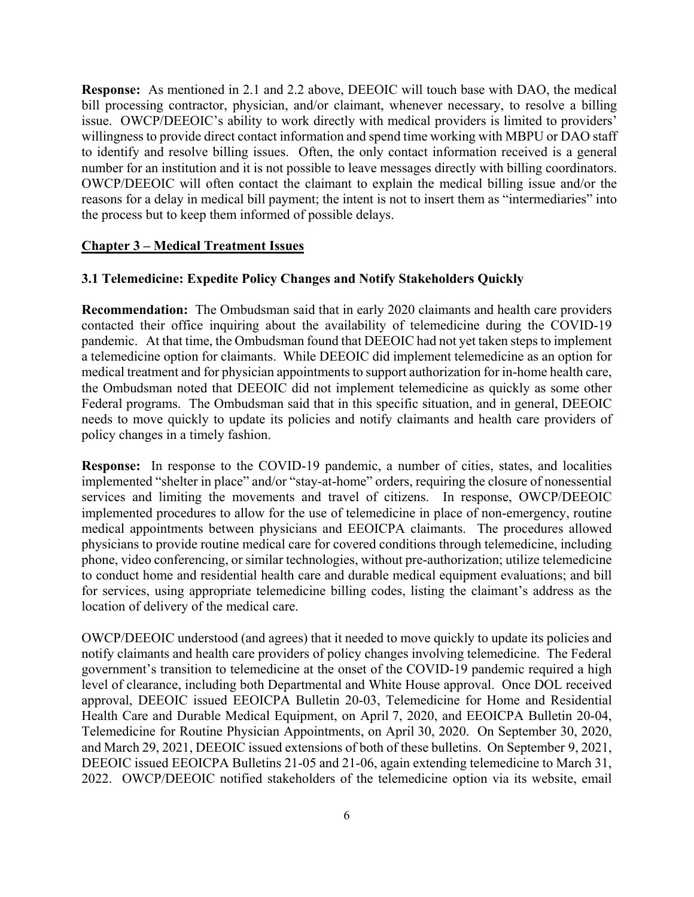**Response:** As mentioned in 2.1 and 2.2 above, DEEOIC will touch base with DAO, the medical bill processing contractor, physician, and/or claimant, whenever necessary, to resolve a billing issue. OWCP/DEEOIC's ability to work directly with medical providers is limited to providers' willingness to provide direct contact information and spend time working with MBPU or DAO staff to identify and resolve billing issues. Often, the only contact information received is a general number for an institution and it is not possible to leave messages directly with billing coordinators. OWCP/DEEOIC will often contact the claimant to explain the medical billing issue and/or the reasons for a delay in medical bill payment; the intent is not to insert them as "intermediaries" into the process but to keep them informed of possible delays.

## Chapter 3 – Medical Treatment Issues

### 3.1 Telemedicine: Expedite Policy Changes and Notify Stakeholders Quickly

**Recommendation:** The Ombudsman said that in early 2020 claimants and health care providers contacted their office inquiring about the availability of telemedicine during the COVID-19 pandemic. At that time, the Ombudsman found that DEEOIC had not yet taken steps to implement a telemedicine option for claimants. While DEEOIC did implement telemedicine as an option for medical treatment and for physician appointments to support authorization for in-home health care, the Ombudsman noted that DEEOIC did not implement telemedicine as quickly as some other Federal programs. The Ombudsman said that in this specific situation, and in general, DEEOIC needs to move quickly to update its policies and notify claimants and health care providers of policy changes in a timely fashion.

**Response:** In response to the COVID-19 pandemic, a number of cities, states, and localities implemented "shelter in place" and/or "stay-at-home" orders, requiring the closure of nonessential services and limiting the movements and travel of citizens. In response, OWCP/DEEOIC implemented procedures to allow for the use of telemedicine in place of non-emergency, routine medical appointments between physicians and EEOICPA claimants. The procedures allowed physicians to provide routine medical care for covered conditions through telemedicine, including phone, video conferencing, or similar technologies, without pre-authorization; utilize telemedicine to conduct home and residential health care and durable medical equipment evaluations; and bill for services, using appropriate telemedicine billing codes, listing the claimant's address as the location of delivery of the medical care.

OWCP/DEEOIC understood (and agrees) that it needed to move quickly to update its policies and notify claimants and health care providers of policy changes involving telemedicine. The Federal government's transition to telemedicine at the onset of the COVID-19 pandemic required a high level of clearance, including both Departmental and White House approval. Once DOL received approval, DEEOIC issued EEOICPA Bulletin 20-03, Telemedicine for Home and Residential Health Care and Durable Medical Equipment, on April 7, 2020, and EEOICPA Bulletin 20-04, Telemedicine for Routine Physician Appointments, on April 30, 2020. On September 30, 2020, and March 29, 2021, DEEOIC issued extensions of both of these bulletins. On September 9, 2021, DEEOIC issued EEOICPA Bulletins 21-05 and 21-06, again extending telemedicine to March 31, 2022. OWCP/DEEOIC notified stakeholders of the telemedicine option via its website, email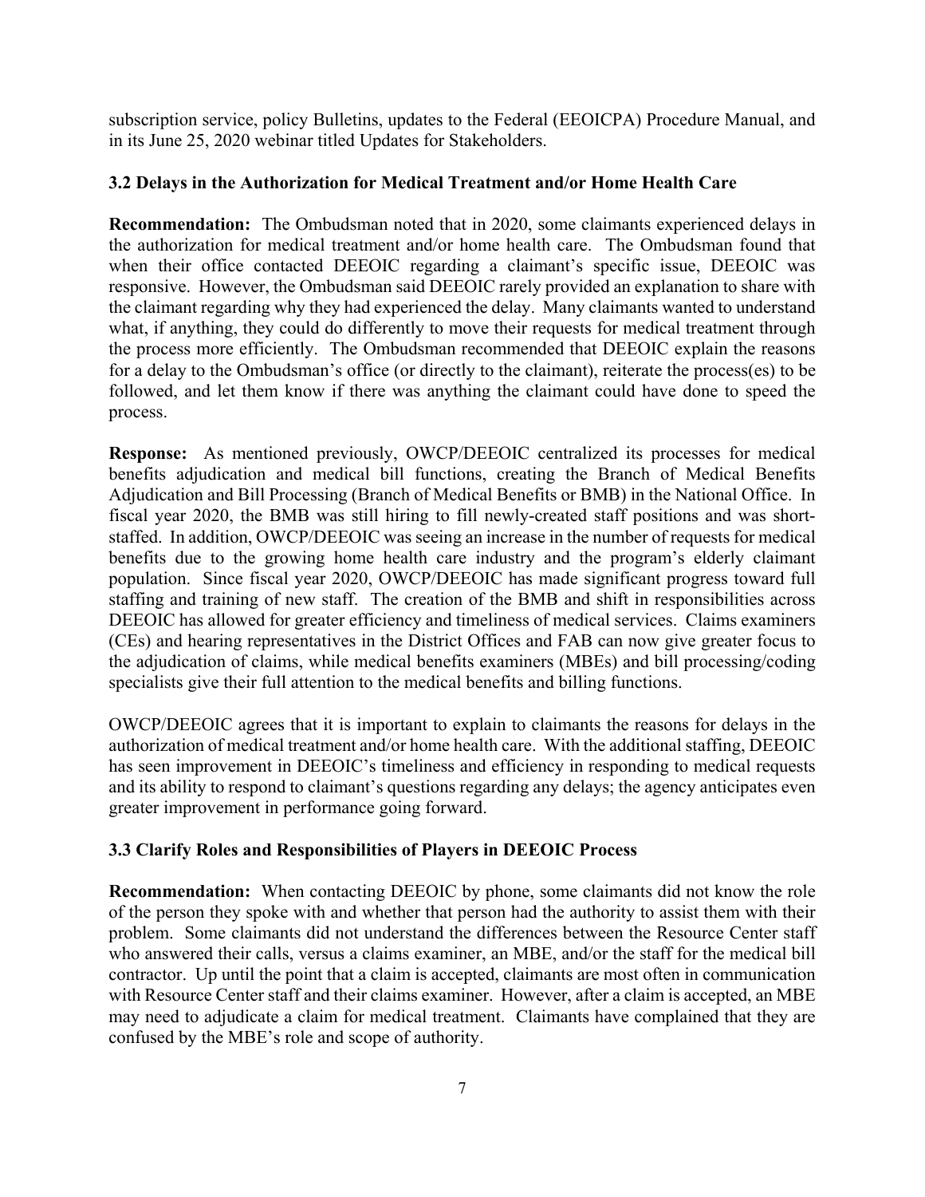subscription service, policy Bulletins, updates to the Federal (EEOICPA) Procedure Manual, and in its June 25, 2020 webinar titled Updates for Stakeholders.

### 3.2 Delays in the Authorization for Medical Treatment and/or Home Health Care

**Recommendation:** The Ombudsman noted that in 2020, some claimants experienced delays in the authorization for medical treatment and/or home health care. The Ombudsman found that when their office contacted DEEOIC regarding a claimant's specific issue, DEEOIC was responsive. However, the Ombudsman said DEEOIC rarely provided an explanation to share with the claimant regarding why they had experienced the delay. Many claimants wanted to understand what, if anything, they could do differently to move their requests for medical treatment through the process more efficiently. The Ombudsman recommended that DEEOIC explain the reasons for a delay to the Ombudsman's office (or directly to the claimant), reiterate the process(es) to be followed, and let them know if there was anything the claimant could have done to speed the process.

**Response:** As mentioned previously, OWCP/DEEOIC centralized its processes for medical benefits adjudication and medical bill functions, creating the Branch of Medical Benefits Adjudication and Bill Processing (Branch of Medical Benefits or BMB) in the National Office. In fiscal year 2020, the BMB was still hiring to fill newly-created staff positions and was short-staffed. In addition, OWCP/DEEOIC was seeing an increase in the number of requests for medical benefits due to the growing home health care industry and the program's elderly claimant population. Since fiscal year 2020, OWCP/DEEOIC has made significant progress toward full staffing and training of new staff. The creation of the BMB and shift in responsibilities across DEEOIC has allowed for greater efficiency and timeliness of medical services. Claims examiners (CEs) and hearing representatives in the District Offices and FAB can now give greater focus to the adjudication of claims, while medical benefits examiners (MBEs) and bill processing/coding specialists give their full attention to the medical benefits and billing functions.

OWCP/DEEOIC agrees that it is important to explain to claimants the reasons for delays in the authorization of medical treatment and/or home health care. With the additional staffing, DEEOIC has seen improvement in DEEOIC's timeliness and efficiency in responding to medical requests and its ability to respond to claimant's questions regarding any delays; the agency anticipates even greater improvement in performance going forward.

### 3.3 Clarify Roles and Responsibilities of Players in DEEOIC Process

**Recommendation:** When contacting DEEOIC by phone, some claimants did not know the role of the person they spoke with and whether that person had the authority to assist them with their problem. Some claimants did not understand the differences between the Resource Center staff who answered their calls, versus a claims examiner, an MBE, and/or the staff for the medical bill contractor. Up until the point that a claim is accepted, claimants are most often in communication with Resource Center staff and their claims examiner. However, after a claim is accepted, an MBE may need to adjudicate a claim for medical treatment. Claimants have complained that they are confused by the MBE's role and scope of authority.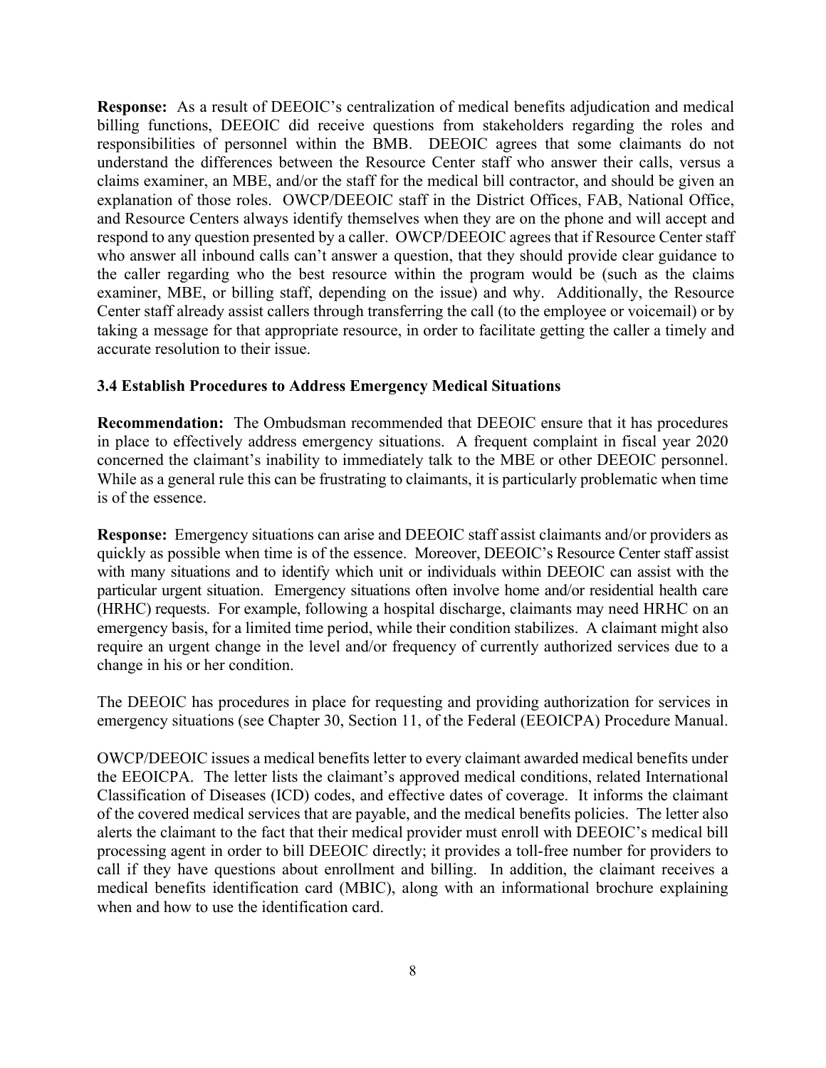**Response:** As a result of DEEOIC's centralization of medical benefits adjudication and medical billing functions, DEEOIC did receive questions from stakeholders regarding the roles and responsibilities of personnel within the BMB. DEEOIC agrees that some claimants do not understand the differences between the Resource Center staff who answer their calls, versus a claims examiner, an MBE, and/or the staff for the medical bill contractor, and should be given an explanation of those roles. OWCP/DEEOIC staff in the District Offices, FAB, National Office, and Resource Centers always identify themselves when they are on the phone and will accept and respond to any question presented by a caller. OWCP/DEEOIC agrees that if Resource Center staff who answer all inbound calls can't answer a question, that they should provide clear guidance to the caller regarding who the best resource within the program would be (such as the claims examiner, MBE, or billing staff, depending on the issue) and why. Additionally, the Resource Center staff already assist callers through transferring the call (to the employee or voicemail) or by taking a message for that appropriate resource, in order to facilitate getting the caller a timely and accurate resolution to their issue.

### 3.4 Establish Procedures to Address Emergency Medical Situations

**Recommendation:** The Ombudsman recommended that DEEOIC ensure that it has procedures in place to effectively address emergency situations. A frequent complaint in fiscal year 2020 concerned the claimant's inability to immediately talk to the MBE or other DEEOIC personnel. While as a general rule this can be frustrating to claimants, it is particularly problematic when time is of the essence.

**Response:** Emergency situations can arise and DEEOIC staff assist claimants and/or providers as quickly as possible when time is of the essence. Moreover, DEEOIC's Resource Center staff assist with many situations and to identify which unit or individuals within DEEOIC can assist with the particular urgent situation. Emergency situations often involve home and/or residential health care (HRHC) requests. For example, following a hospital discharge, claimants may need HRHC on an emergency basis, for a limited time period, while their condition stabilizes. A claimant might also require an urgent change in the level and/or frequency of currently authorized services due to a change in his or her condition.

The DEEOIC has procedures in place for requesting and providing authorization for services in emergency situations (see Chapter 30, Section 11, of the Federal (EEOICPA) Procedure Manual.

OWCP/DEEOIC issues a medical benefits letter to every claimant awarded medical benefits under the EEOICPA. The letter lists the claimant's approved medical conditions, related International Classification of Diseases (ICD) codes, and effective dates of coverage. It informs the claimant of the covered medical services that are payable, and the medical benefits policies. The letter also alerts the claimant to the fact that their medical provider must enroll with DEEOIC's medical bill processing agent in order to bill DEEOIC directly; it provides a toll-free number for providers to call if they have questions about enrollment and billing. In addition, the claimant receives a medical benefits identification card (MBIC), along with an informational brochure explaining when and how to use the identification card.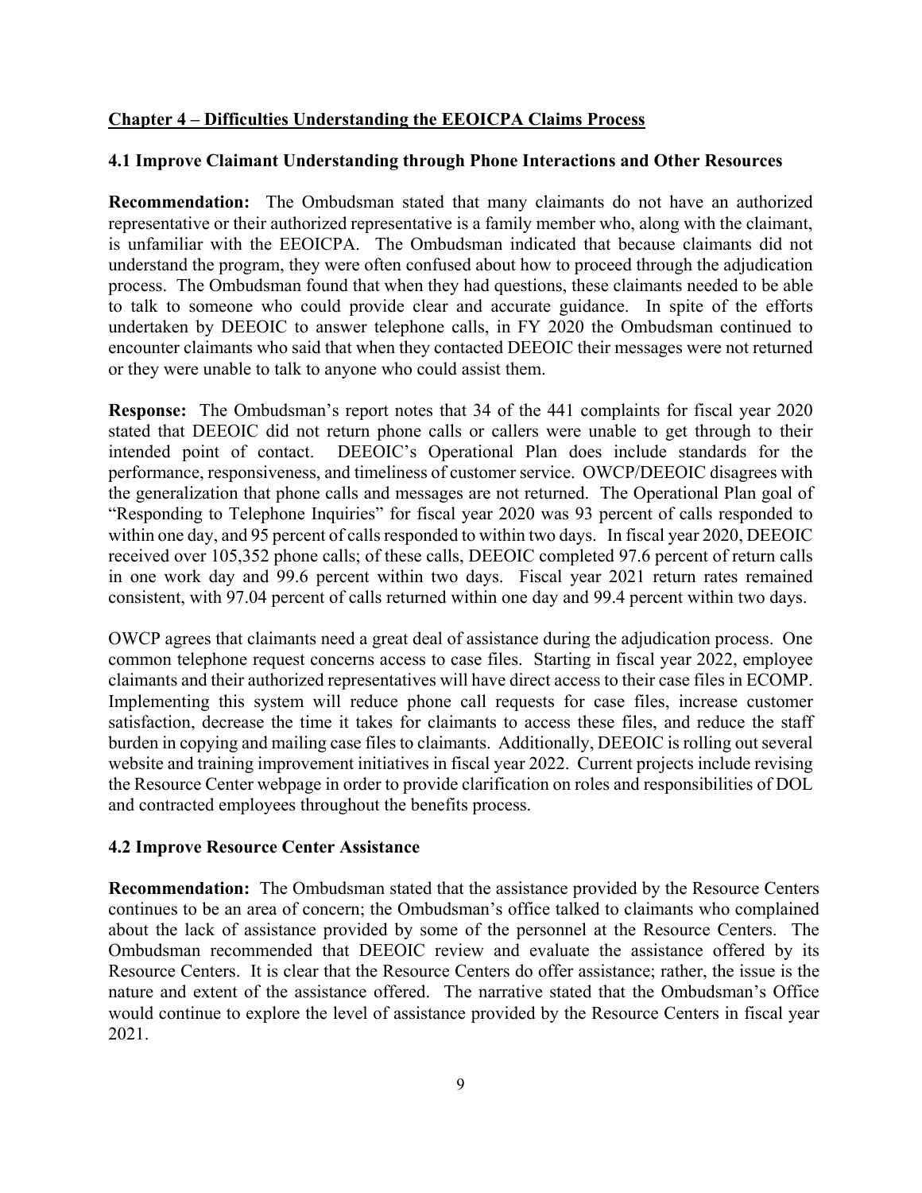## Chapter 4 – Difficulties Understanding the EEOICPA Claims Process

### 4.1 Improve Claimant Understanding through Phone Interactions and Other Resources

**Recommendation:** The Ombudsman stated that many claimants do not have an authorized representative or their authorized representative is a family member who, along with the claimant, is unfamiliar with the EEOICPA. The Ombudsman indicated that because claimants did not understand the program, they were often confused about how to proceed through the adjudication process. The Ombudsman found that when they had questions, these claimants needed to be able to talk to someone who could provide clear and accurate guidance. In spite of the efforts undertaken by DEEOIC to answer telephone calls, in FY 2020 the Ombudsman continued to encounter claimants who said that when they contacted DEEOIC their messages were not returned or they were unable to talk to anyone who could assist them.

**Response:** The Ombudsman's report notes that 34 of the 441 complaints for fiscal year 2020 stated that DEEOIC did not return phone calls or callers were unable to get through to their intended point of contact. DEEOIC's Operational Plan does include standards for the performance, responsiveness, and timeliness of customer service. OWCP/DEEOIC disagrees with the generalization that phone calls and messages are not returned. The Operational Plan goal of "Responding to Telephone Inquiries" for fiscal year 2020 was 93 percent of calls responded to within one day, and 95 percent of calls responded to within two days. In fiscal year 2020, DEEOIC received over 105,352 phone calls; of these calls, DEEOIC completed 97.6 percent of return calls in one work day and 99.6 percent within two days. Fiscal year 2021 return rates remained consistent, with 97.04 percent of calls returned within one day and 99.4 percent within two days.

OWCP agrees that claimants need a great deal of assistance during the adjudication process. One common telephone request concerns access to case files. Starting in fiscal year 2022, employee claimants and their authorized representatives will have direct access to their case files in ECOMP. Implementing this system will reduce phone call requests for case files, increase customer satisfaction, decrease the time it takes for claimants to access these files, and reduce the staff burden in copying and mailing case files to claimants. Additionally, DEEOIC is rolling out several website and training improvement initiatives in fiscal year 2022. Current projects include revising the Resource Center webpage in order to provide clarification on roles and responsibilities of DOL and contracted employees throughout the benefits process.

### 4.2 Improve Resource Center Assistance

**Recommendation:** The Ombudsman stated that the assistance provided by the Resource Centers continues to be an area of concern; the Ombudsman's office talked to claimants who complained about the lack of assistance provided by some of the personnel at the Resource Centers. The Ombudsman recommended that DEEOIC review and evaluate the assistance offered by its Resource Centers. It is clear that the Resource Centers do offer assistance; rather, the issue is the nature and extent of the assistance offered. The narrative stated that the Ombudsman's Office would continue to explore the level of assistance provided by the Resource Centers in fiscal year 2021.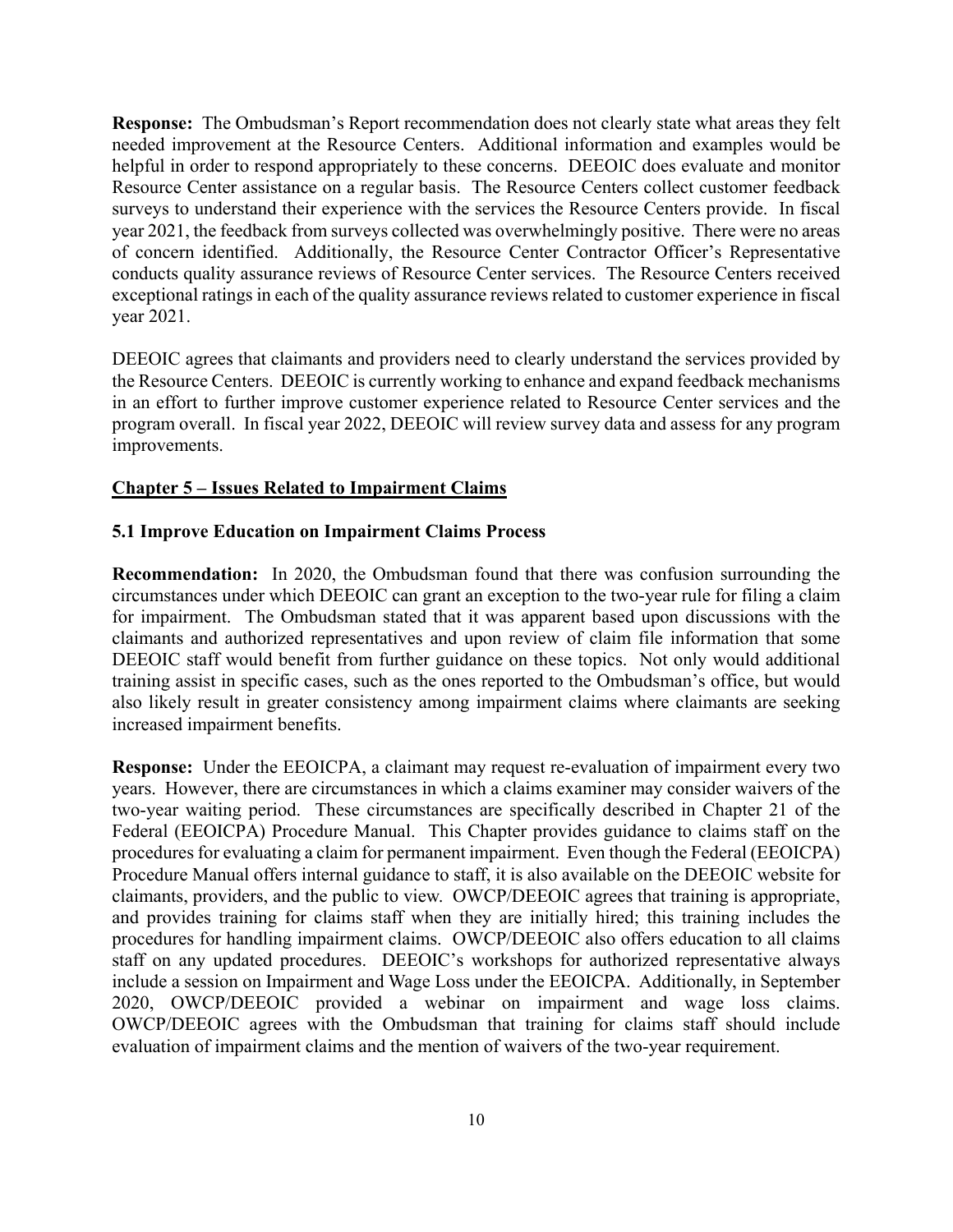**Response:** The Ombudsman's Report recommendation does not clearly state what areas they felt needed improvement at the Resource Centers. Additional information and examples would be helpful in order to respond appropriately to these concerns. DEEOIC does evaluate and monitor Resource Center assistance on a regular basis. The Resource Centers collect customer feedback surveys to understand their experience with the services the Resource Centers provide. In fiscal year 2021, the feedback from surveys collected was overwhelmingly positive. There were no areas of concern identified. Additionally, the Resource Center Contractor Officer's Representative conducts quality assurance reviews of Resource Center services. The Resource Centers received exceptional ratings in each of the quality assurance reviews related to customer experience in fiscal year 2021.

DEEOIC agrees that claimants and providers need to clearly understand the services provided by the Resource Centers. DEEOIC is currently working to enhance and expand feedback mechanisms in an effort to further improve customer experience related to Resource Center services and the program overall. In fiscal year 2022, DEEOIC will review survey data and assess for any program improvements.

## Chapter 5 – Issues Related to Impairment Claims

### 5.1 Improve Education on Impairment Claims Process

**Recommendation:** In 2020, the Ombudsman found that there was confusion surrounding the circumstances under which DEEOIC can grant an exception to the two-year rule for filing a claim for impairment. The Ombudsman stated that it was apparent based upon discussions with the claimants and authorized representatives and upon review of claim file information that some DEEOIC staff would benefit from further guidance on these topics. Not only would additional training assist in specific cases, such as the ones reported to the Ombudsman's office, but would also likely result in greater consistency among impairment claims where claimants are seeking increased impairment benefits.

**Response:** Under the EEOICPA, a claimant may request re-evaluation of impairment every two years. However, there are circumstances in which a claims examiner may consider waivers of the two-year waiting period. These circumstances are specifically described in Chapter 21 of the Federal (EEOICPA) Procedure Manual. This Chapter provides guidance to claims staff on the procedures for evaluating a claim for permanent impairment. Even though the Federal (EEOICPA) Procedure Manual offers internal guidance to staff, it is also available on the DEEOIC website for claimants, providers, and the public to view. OWCP/DEEOIC agrees that training is appropriate, and provides training for claims staff when they are initially hired; this training includes the procedures for handling impairment claims. OWCP/DEEOIC also offers education to all claims staff on any updated procedures. DEEOIC's workshops for authorized representative always include a session on Impairment and Wage Loss under the EEOICPA. Additionally, in September 2020, OWCP/DEEOIC provided a webinar on impairment and wage loss claims. OWCP/DEEOIC agrees with the Ombudsman that training for claims staff should include evaluation of impairment claims and the mention of waivers of the two-year requirement.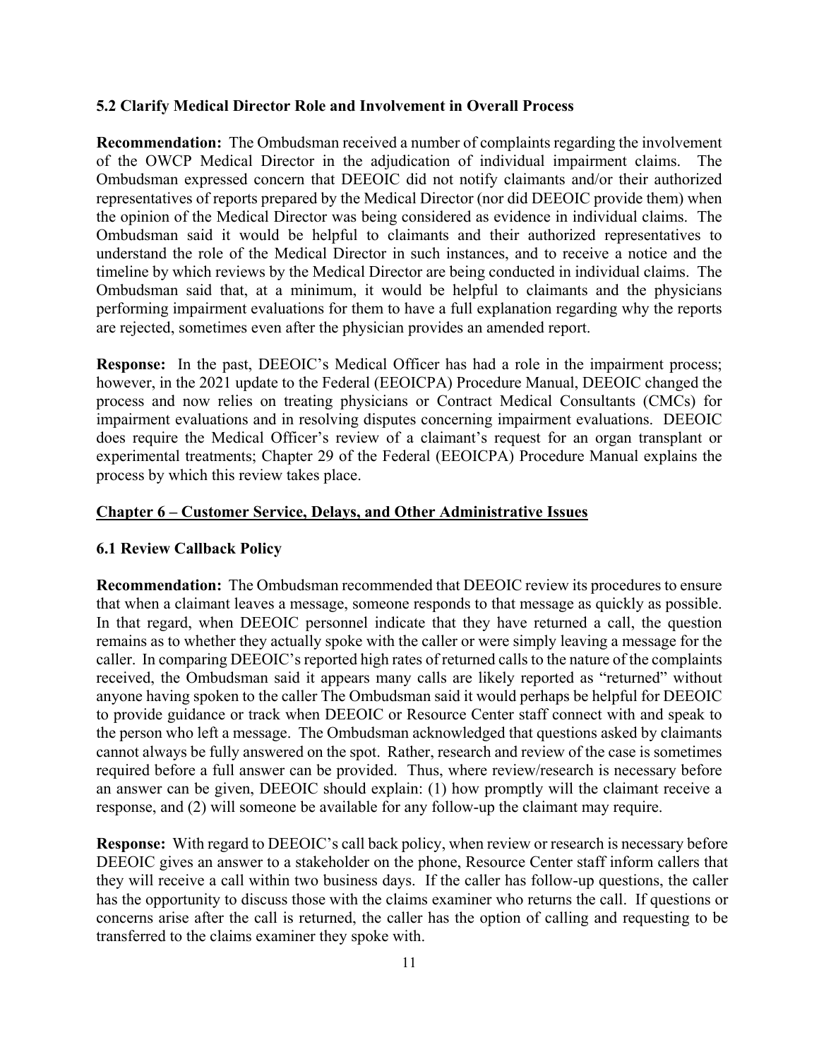### 5.2 Clarify Medical Director Role and Involvement in Overall Process

**Recommendation:** The Ombudsman received a number of complaints regarding the involvement of the OWCP Medical Director in the adjudication of individual impairment claims. The Ombudsman expressed concern that DEEOIC did not notify claimants and/or their authorized representatives of reports prepared by the Medical Director (nor did DEEOIC provide them) when the opinion of the Medical Director was being considered as evidence in individual claims. The Ombudsman said it would be helpful to claimants and their authorized representatives to understand the role of the Medical Director in such instances, and to receive a notice and the timeline by which reviews by the Medical Director are being conducted in individual claims. The Ombudsman said that, at a minimum, it would be helpful to claimants and the physicians performing impairment evaluations for them to have a full explanation regarding why the reports are rejected, sometimes even after the physician provides an amended report.

**Response:** In the past, DEEOIC's Medical Officer has had a role in the impairment process; however, in the 2021 update to the Federal (EEOICPA) Procedure Manual, DEEOIC changed the process and now relies on treating physicians or Contract Medical Consultants (CMCs) for impairment evaluations and in resolving disputes concerning impairment evaluations. DEEOIC does require the Medical Officer's review of a claimant's request for an organ transplant or experimental treatments; Chapter 29 of the Federal (EEOICPA) Procedure Manual explains the process by which this review takes place.

## Chapter 6 – Customer Service, Delays, and Other Administrative Issues

### 6.1 Review Callback Policy

**Recommendation:** The Ombudsman recommended that DEEOIC review its procedures to ensure that when a claimant leaves a message, someone responds to that message as quickly as possible. In that regard, when DEEOIC personnel indicate that they have returned a call, the question remains as to whether they actually spoke with the caller or were simply leaving a message for the caller. In comparing DEEOIC's reported high rates of returned calls to the nature of the complaints received, the Ombudsman said it appears many calls are likely reported as "returned" without anyone having spoken to the caller The Ombudsman said it would perhaps be helpful for DEEOIC to provide guidance or track when DEEOIC or Resource Center staff connect with and speak to the person who left a message. The Ombudsman acknowledged that questions asked by claimants cannot always be fully answered on the spot. Rather, research and review of the case is sometimes required before a full answer can be provided. Thus, where review/research is necessary before an answer can be given, DEEOIC should explain: (1) how promptly will the claimant receive a response, and (2) will someone be available for any follow-up the claimant may require.

**Response:** With regard to DEEOIC's call back policy, when review or research is necessary before DEEOIC gives an answer to a stakeholder on the phone, Resource Center staff inform callers that they will receive a call within two business days. If the caller has follow-up questions, the caller has the opportunity to discuss those with the claims examiner who returns the call. If questions or concerns arise after the call is returned, the caller has the option of calling and requesting to be transferred to the claims examiner they spoke with.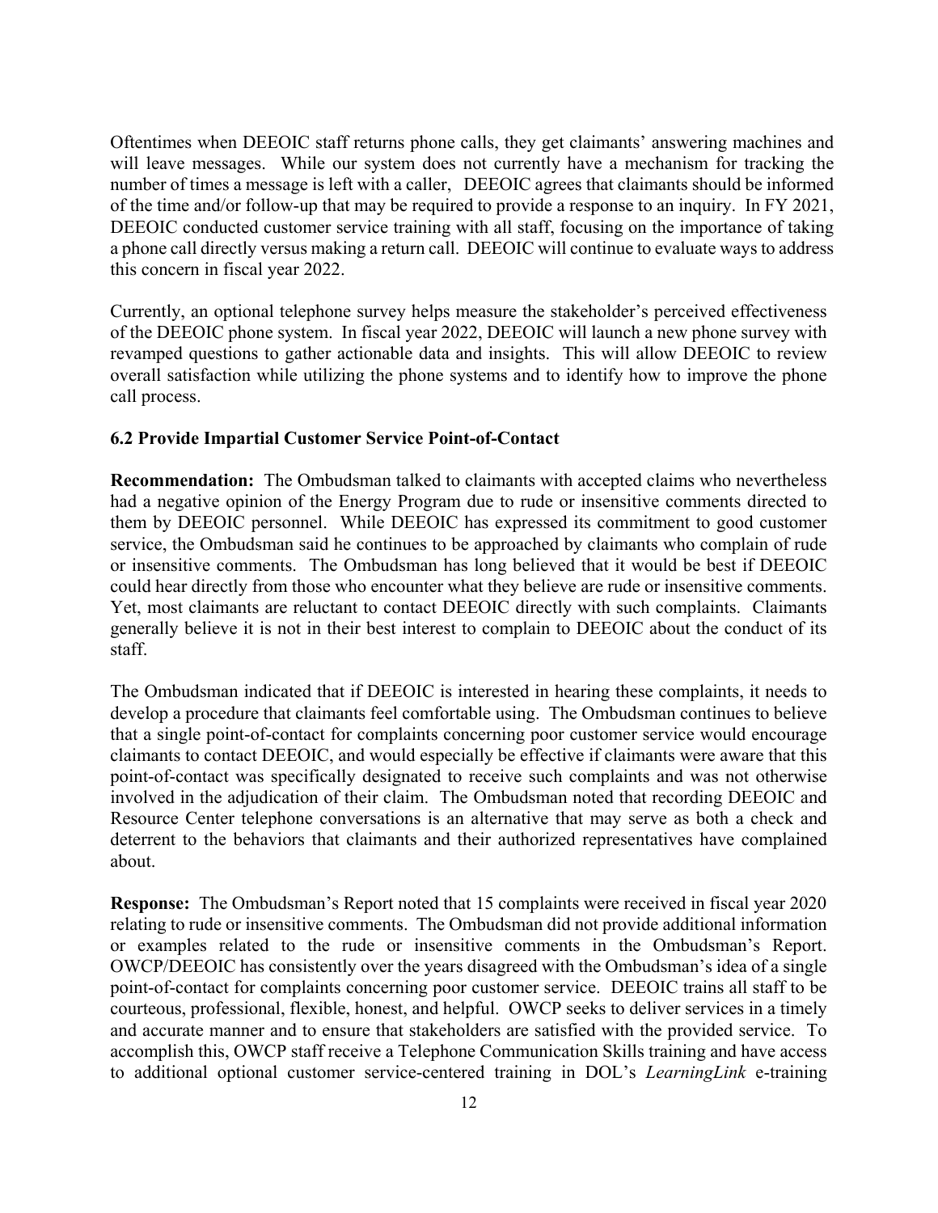Oftentimes when DEEOIC staff returns phone calls, they get claimants' answering machines and will leave messages. While our system does not currently have a mechanism for tracking the number of times a message is left with a caller, DEEOIC agrees that claimants should be informed of the time and/or follow-up that may be required to provide a response to an inquiry. In FY 2021, DEEOIC conducted customer service training with all staff, focusing on the importance of taking a phone call directly versus making a return call. DEEOIC will continue to evaluate ways to address this concern in fiscal year 2022.

Currently, an optional telephone survey helps measure the stakeholder's perceived effectiveness of the DEEOIC phone system. In fiscal year 2022, DEEOIC will launch a new phone survey with revamped questions to gather actionable data and insights. This will allow DEEOIC to review overall satisfaction while utilizing the phone systems and to identify how to improve the phone call process.

### 6.2 Provide Impartial Customer Service Point-of-Contact

**Recommendation:** The Ombudsman talked to claimants with accepted claims who nevertheless had a negative opinion of the Energy Program due to rude or insensitive comments directed to them by DEEOIC personnel. While DEEOIC has expressed its commitment to good customer service, the Ombudsman said he continues to be approached by claimants who complain of rude or insensitive comments. The Ombudsman has long believed that it would be best if DEEOIC could hear directly from those who encounter what they believe are rude or insensitive comments. Yet, most claimants are reluctant to contact DEEOIC directly with such complaints. Claimants generally believe it is not in their best interest to complain to DEEOIC about the conduct of its staff.

The Ombudsman indicated that if DEEOIC is interested in hearing these complaints, it needs to develop a procedure that claimants feel comfortable using. The Ombudsman continues to believe that a single point-of-contact for complaints concerning poor customer service would encourage claimants to contact DEEOIC, and would especially be effective if claimants were aware that this point-of-contact was specifically designated to receive such complaints and was not otherwise involved in the adjudication of their claim. The Ombudsman noted that recording DEEOIC and Resource Center telephone conversations is an alternative that may serve as both a check and deterrent to the behaviors that claimants and their authorized representatives have complained about.

**Response:** The Ombudsman's Report noted that 15 complaints were received in fiscal year 2020 relating to rude or insensitive comments. The Ombudsman did not provide additional information or examples related to the rude or insensitive comments in the Ombudsman's Report. OWCP/DEEOIC has consistently over the years disagreed with the Ombudsman's idea of a single point-of-contact for complaints concerning poor customer service. DEEOIC trains all staff to be courteous, professional, flexible, honest, and helpful. OWCP seeks to deliver services in a timely and accurate manner and to ensure that stakeholders are satisfied with the provided service. To accomplish this, OWCP staff receive a Telephone Communication Skills training and have access to additional optional customer service-centered training in DOL's *LearningLink* e-training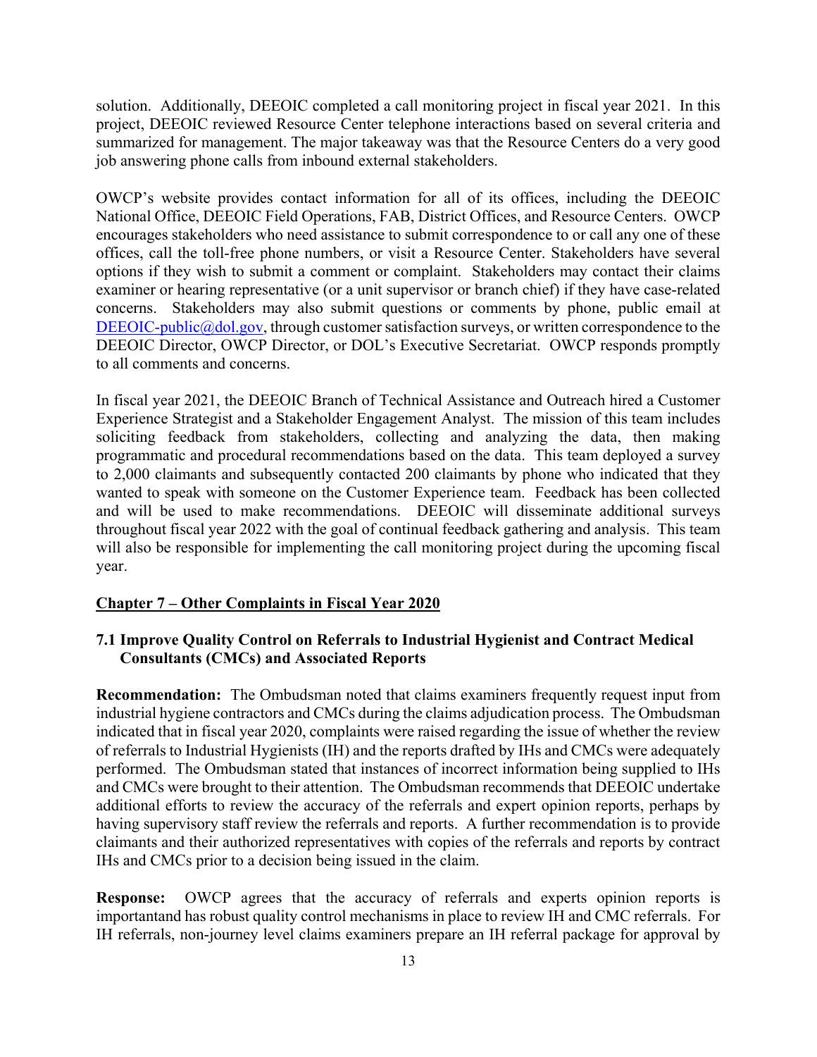solution. Additionally, DEEOIC completed a call monitoring project in fiscal year 2021. In this project, DEEOIC reviewed Resource Center telephone interactions based on several criteria and summarized for management. The major takeaway was that the Resource Centers do a very good job answering phone calls from inbound external stakeholders.

OWCP's website provides contact information for all of its offices, including the DEEOIC National Office, DEEOIC Field Operations, FAB, District Offices, and Resource Centers. OWCP encourages stakeholders who need assistance to submit correspondence to or call any one of these offices, call the toll-free phone numbers, or visit a Resource Center. Stakeholders have several options if they wish to submit a comment or complaint. Stakeholders may contact their claims examiner or hearing representative (or a unit supervisor or branch chief) if they have case-related concerns. Stakeholders may also submit questions or comments by phone, public email at DEEOIC-public@dol.gov, through customer satisfaction surveys, or written correspondence to the DEEOIC Director, OWCP Director, or DOL's Executive Secretariat. OWCP responds promptly to all comments and concerns.

In fiscal year 2021, the DEEOIC Branch of Technical Assistance and Outreach hired a Customer Experience Strategist and a Stakeholder Engagement Analyst. The mission of this team includes soliciting feedback from stakeholders, collecting and analyzing the data, then making programmatic and procedural recommendations based on the data. This team deployed a survey to 2,000 claimants and subsequently contacted 200 claimants by phone who indicated that they wanted to speak with someone on the Customer Experience team. Feedback has been collected and will be used to make recommendations. DEEOIC will disseminate additional surveys throughout fiscal year 2022 with the goal of continual feedback gathering and analysis. This team will also be responsible for implementing the call monitoring project during the upcoming fiscal year.

## Chapter 7 – Other Complaints in Fiscal Year 2020

### 7.1 Improve Quality Control on Referrals to Industrial Hygienist and Contract Medical Consultants (CMCs) and Associated Reports

**Recommendation:** The Ombudsman noted that claims examiners frequently request input from industrial hygiene contractors and CMCs during the claims adjudication process. The Ombudsman indicated that in fiscal year 2020, complaints were raised regarding the issue of whether the review of referrals to Industrial Hygienists (IH) and the reports drafted by IHs and CMCs were adequately performed. The Ombudsman stated that instances of incorrect information being supplied to IHs and CMCs were brought to their attention. The Ombudsman recommends that DEEOIC undertake additional efforts to review the accuracy of the referrals and expert opinion reports, perhaps by having supervisory staff review the referrals and reports. A further recommendation is to provide claimants and their authorized representatives with copies of the referrals and reports by contract IHs and CMCs prior to a decision being issued in the claim.

**Response:** OWCP agrees that the accuracy of referrals and experts opinion reports is importantand has robust quality control mechanisms in place to review IH and CMC referrals. For IH referrals, non-journey level claims examiners prepare an IH referral package for approval by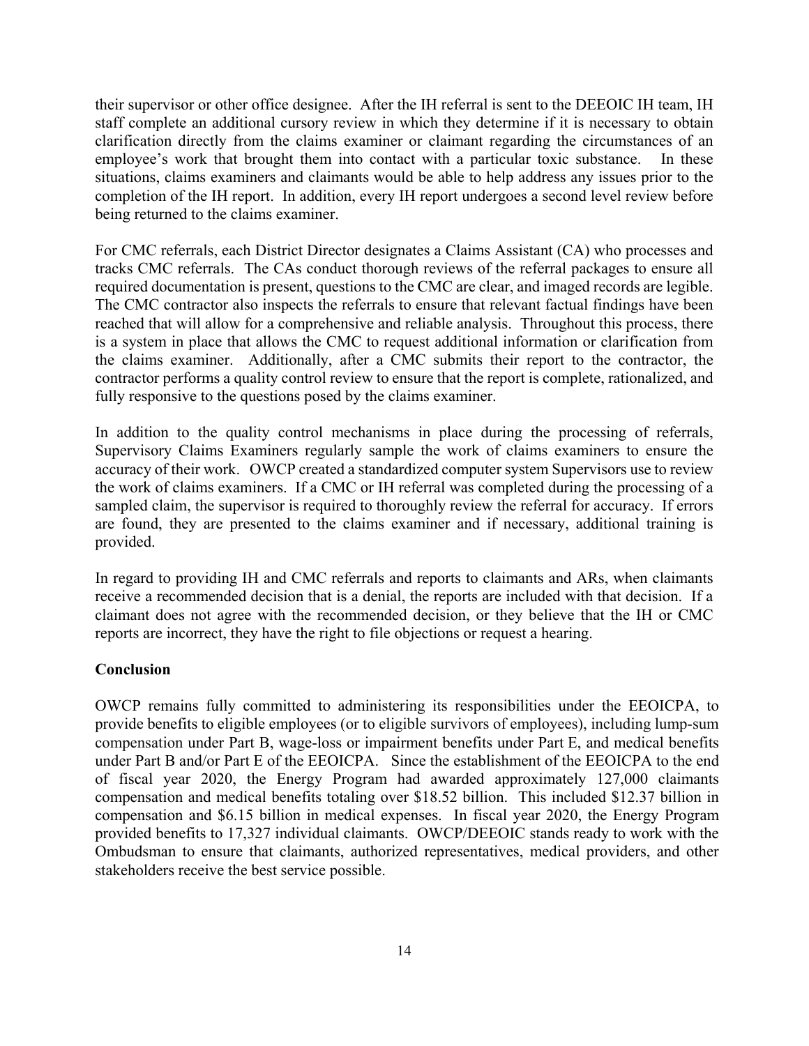their supervisor or other office designee. After the IH referral is sent to the DEEOIC IH team, IH staff complete an additional cursory review in which they determine if it is necessary to obtain clarification directly from the claims examiner or claimant regarding the circumstances of an employee's work that brought them into contact with a particular toxic substance. In these situations, claims examiners and claimants would be able to help address any issues prior to the completion of the IH report. In addition, every IH report undergoes a second level review before being returned to the claims examiner.

For CMC referrals, each District Director designates a Claims Assistant (CA) who processes and tracks CMC referrals. The CAs conduct thorough reviews of the referral packages to ensure all required documentation is present, questions to the CMC are clear, and imaged records are legible. The CMC contractor also inspects the referrals to ensure that relevant factual findings have been reached that will allow for a comprehensive and reliable analysis. Throughout this process, there is a system in place that allows the CMC to request additional information or clarification from the claims examiner. Additionally, after a CMC submits their report to the contractor, the contractor performs a quality control review to ensure that the report is complete, rationalized, and fully responsive to the questions posed by the claims examiner.

In addition to the quality control mechanisms in place during the processing of referrals, Supervisory Claims Examiners regularly sample the work of claims examiners to ensure the accuracy of their work. OWCP created a standardized computer system Supervisors use to review the work of claims examiners. If a CMC or IH referral was completed during the processing of a sampled claim, the supervisor is required to thoroughly review the referral for accuracy. If errors are found, they are presented to the claims examiner and if necessary, additional training is provided.

In regard to providing IH and CMC referrals and reports to claimants and ARs, when claimants receive a recommended decision that is a denial, the reports are included with that decision. If a claimant does not agree with the recommended decision, or they believe that the IH or CMC reports are incorrect, they have the right to file objections or request a hearing.

**Conclusion**

OWCP remains fully committed to administering its responsibilities under the EEOICPA, to provide benefits to eligible employees (or to eligible survivors of employees), including lump-sum compensation under Part B, wage-loss or impairment benefits under Part E, and medical benefits under Part B and/or Part E of the EEOICPA. Since the establishment of the EEOICPA to the end of fiscal year 2020, the Energy Program had awarded approximately 127,000 claimants compensation and medical benefits totaling over $18.52 billion. This included $12.37 billion in compensation and $6.15 billion in medical expenses. In fiscal year 2020, the Energy Program provided benefits to 17,327 individual claimants. OWCP/DEEOIC stands ready to work with the Ombudsman to ensure that claimants, authorized representatives, medical providers, and other stakeholders receive the best service possible.